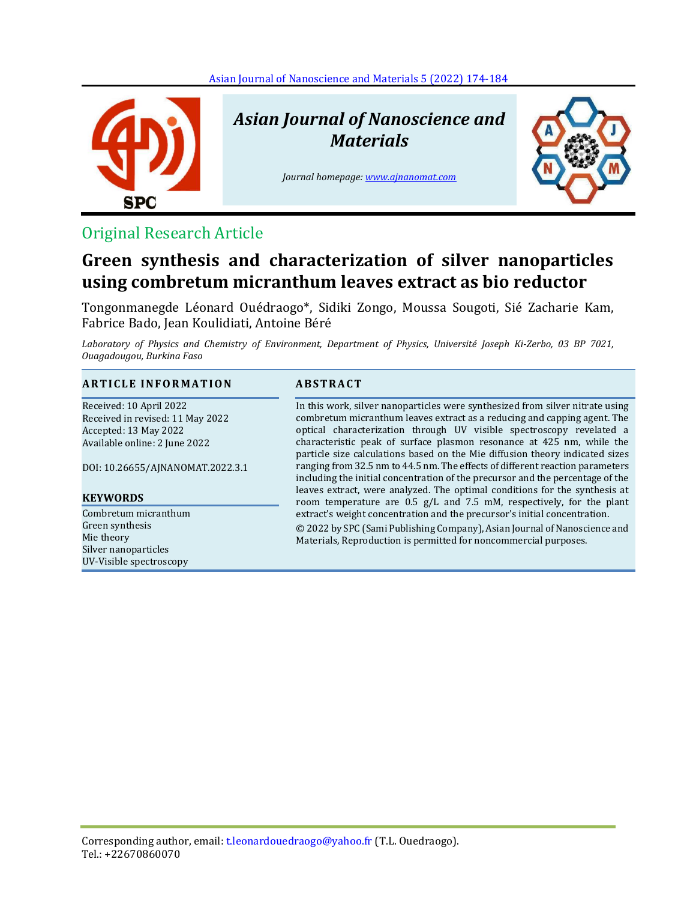# Asian Journal of Nanoscience and Materials

*Journal homepage: www.ajnanomat.com*

Original Research Article

## Green synthesis and characterization of silver nanoparticles using combretum micranthum leaves extract as bio reductor

Tongonmanegde Léonard Ouédraogo*, Sidiki Zongo, Moussa Sougoti, Sié Zacharie Kam, Fabrice Bado, Jean Koulidiati, Antoine Béré

*Laboratory of Physics and Chemistry of Environment, Department of Physics, Université Joseph Ki-Zerbo, 03 BP 7021, Ouagadougou, Burkina Faso*

### ARTICLE INFORMATION

Received: 10 April 2022
Received in revised: 11 May 2022
Accepted: 13 May 2022
Available online: 2 June 2022

DOI: 10.26655/AJNANOMAT.2022.3.1

### KEYWORDS

Combretum micranthum
Green synthesis
Mie theory
Silver nanoparticles
UV-Visible spectroscopy

### ABSTRACT

In this work, silver nanoparticles were synthesized from silver nitrate using combretum micranthum leaves extract as a reducing and capping agent. The optical characterization through UV visible spectroscopy revelated a characteristic peak of surface plasmon resonance at 425 nm, while the particle size calculations based on the Mie diffusion theory indicated sizes ranging from 32.5 nm to 44.5 nm. The effects of different reaction parameters including the initial concentration of the precursor and the percentage of the leaves extract, were analyzed. The optimal conditions for the synthesis at room temperature are 0.5 g/L and 7.5 mM, respectively, for the plant extract's weight concentration and the precursor's initial concentration.

© 2022 by SPC (Sami Publishing Company), Asian Journal of Nanoscience and Materials, Reproduction is permitted for noncommercial purposes.

Corresponding author, email: t.leonardouedraogo@yahoo.fr (T.L. Ouedraogo).
Tel.: +22670860070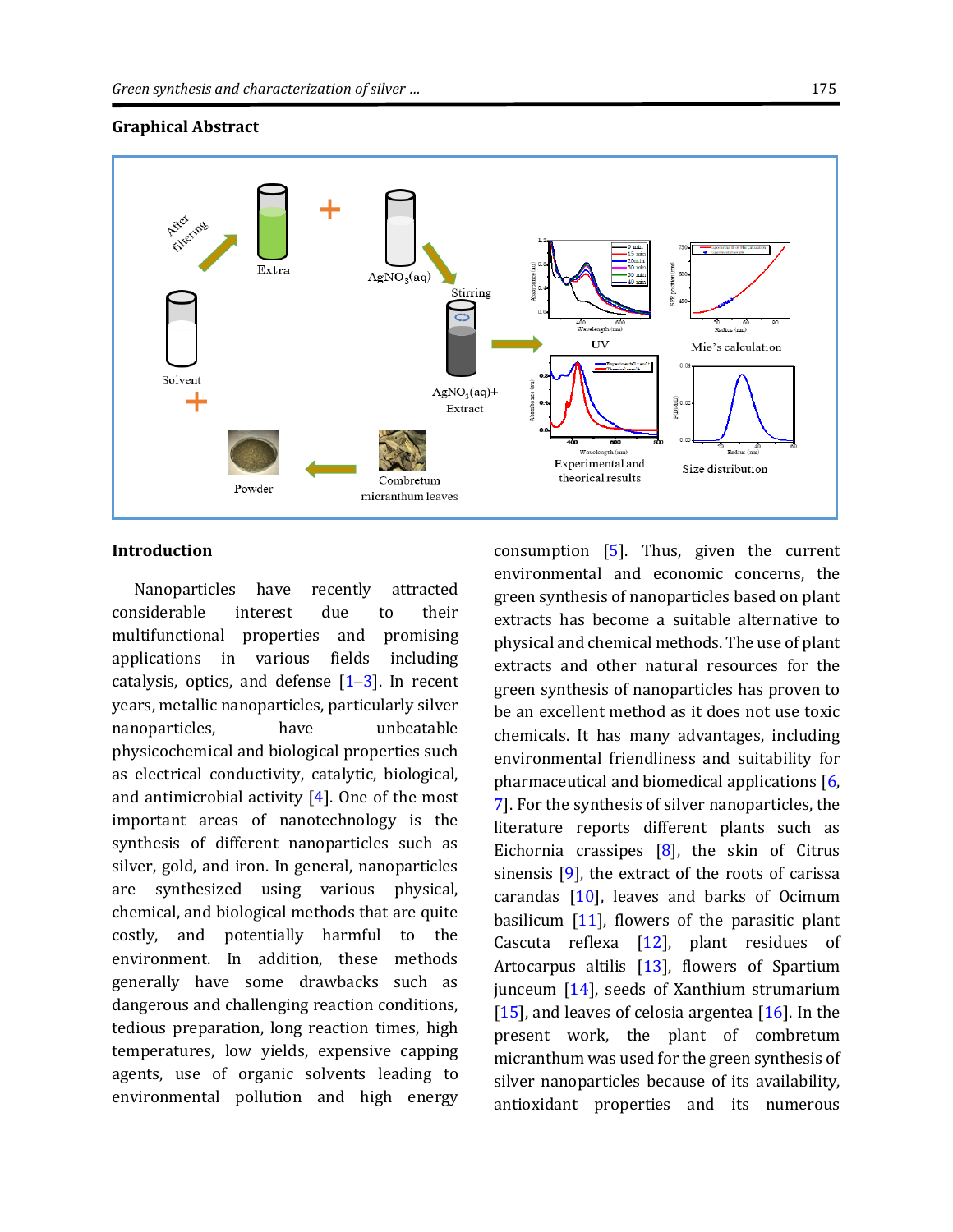## Graphical Abstract

## Introduction

Nanoparticles have recently attracted considerable interest due to their multifunctional properties and promising applications in various fields including catalysis, optics, and defense [1–3]. In recent years, metallic nanoparticles, particularly silver nanoparticles, have unbeatable physicochemical and biological properties such as electrical conductivity, catalytic, biological, and antimicrobial activity [4]. One of the most important areas of nanotechnology is the synthesis of different nanoparticles such as silver, gold, and iron. In general, nanoparticles are synthesized using various physical, chemical, and biological methods that are quite costly, and potentially harmful to the environment. In addition, these methods generally have some drawbacks such as dangerous and challenging reaction conditions, tedious preparation, long reaction times, high temperatures, low yields, expensive capping agents, use of organic solvents leading to environmental pollution and high energy consumption [5]. Thus, given the current environmental and economic concerns, the green synthesis of nanoparticles based on plant extracts has become a suitable alternative to physical and chemical methods. The use of plant extracts and other natural resources for the green synthesis of nanoparticles has proven to be an excellent method as it does not use toxic chemicals. It has many advantages, including environmental friendliness and suitability for pharmaceutical and biomedical applications [6, 7]. For the synthesis of silver nanoparticles, the literature reports different plants such as Eichornia crassipes [8], the skin of Citrus sinensis [9], the extract of the roots of carissa carandas [10], leaves and barks of Ocimum basilicum [11], flowers of the parasitic plant Cascuta reflexa [12], plant residues of Artocarpus altilis [13], flowers of Spartium junceum [14], seeds of Xanthium strumarium [15], and leaves of celosia argentea [16]. In the present work, the plant of combretum micranthum was used for the green synthesis of silver nanoparticles because of its availability, antioxidant properties and its numerous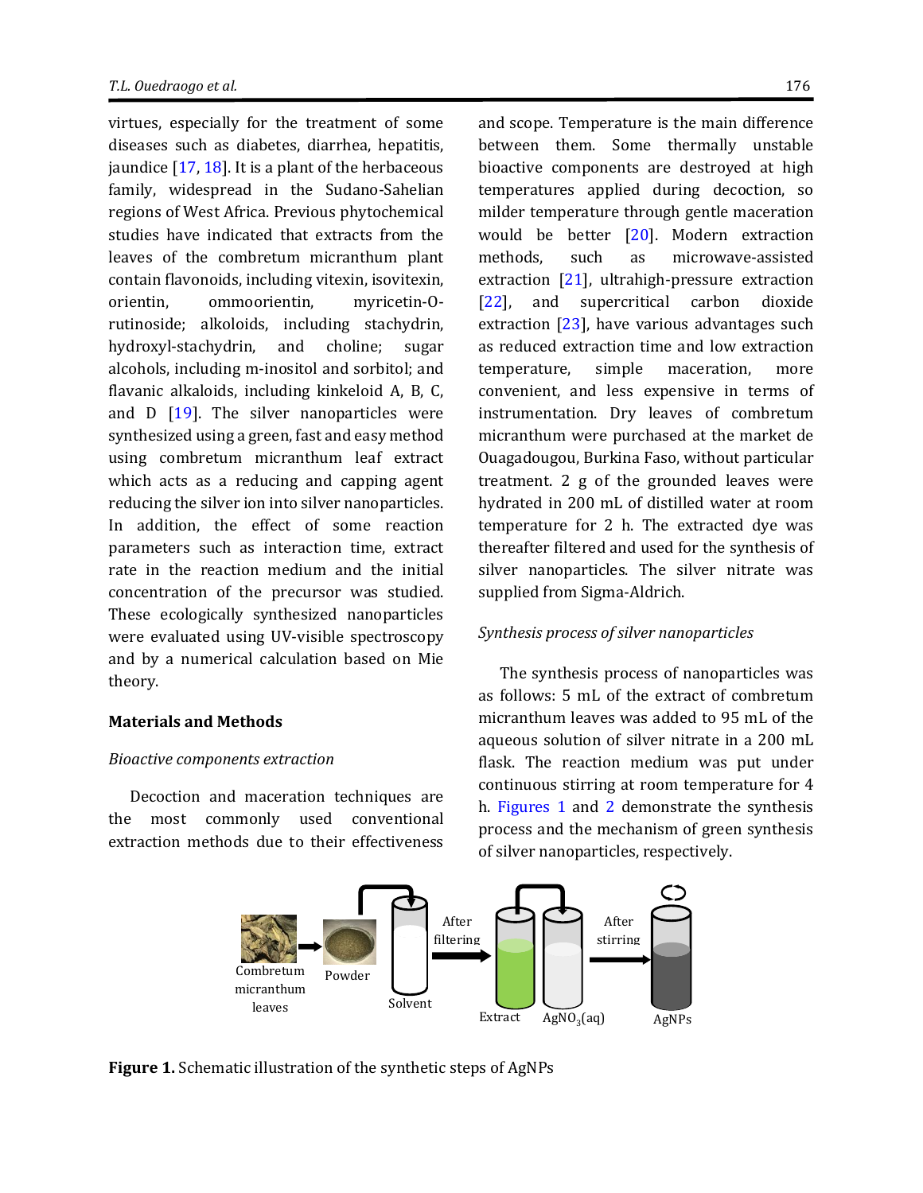virtues, especially for the treatment of some diseases such as diabetes, diarrhea, hepatitis, jaundice [17, 18]. It is a plant of the herbaceous family, widespread in the Sudano-Sahelian regions of West Africa. Previous phytochemical studies have indicated that extracts from the leaves of the combretum micranthum plant contain flavonoids, including vitexin, isovitexin, orientin, ommoorientin, myricetin-O-rutinoside; alkoloids, including stachydrin, hydroxyl-stachydrin, and choline; sugar alcohols, including m-inositol and sorbitol; and flavanic alkaloids, including kinkeloid A, B, C, and D [19]. The silver nanoparticles were synthesized using a green, fast and easy method using combretum micranthum leaf extract which acts as a reducing and capping agent reducing the silver ion into silver nanoparticles. In addition, the effect of some reaction parameters such as interaction time, extract rate in the reaction medium and the initial concentration of the precursor was studied. These ecologically synthesized nanoparticles were evaluated using UV-visible spectroscopy and by a numerical calculation based on Mie theory.

## Materials and Methods

### *Bioactive components extraction*

Decoction and maceration techniques are the most commonly used conventional extraction methods due to their effectiveness and scope. Temperature is the main difference between them. Some thermally unstable bioactive components are destroyed at high temperatures applied during decoction, so milder temperature through gentle maceration would be better [20]. Modern extraction methods, such as microwave-assisted extraction [21], ultrahigh-pressure extraction [22], and supercritical carbon dioxide extraction [23], have various advantages such as reduced extraction time and low extraction temperature, simple maceration, more convenient, and less expensive in terms of instrumentation. Dry leaves of combretum micranthum were purchased at the market de Ouagadougou, Burkina Faso, without particular treatment. 2 g of the grounded leaves were hydrated in 200 mL of distilled water at room temperature for 2 h. The extracted dye was thereafter filtered and used for the synthesis of silver nanoparticles. The silver nitrate was supplied from Sigma-Aldrich.

### *Synthesis process of silver nanoparticles*

The synthesis process of nanoparticles was as follows: 5 mL of the extract of combretum micranthum leaves was added to 95 mL of the aqueous solution of silver nitrate in a 200 mL flask. The reaction medium was put under continuous stirring at room temperature for 4 h. Figures 1 and 2 demonstrate the synthesis process and the mechanism of green synthesis of silver nanoparticles, respectively.

**Figure 1.** Schematic illustration of the synthetic steps of AgNPs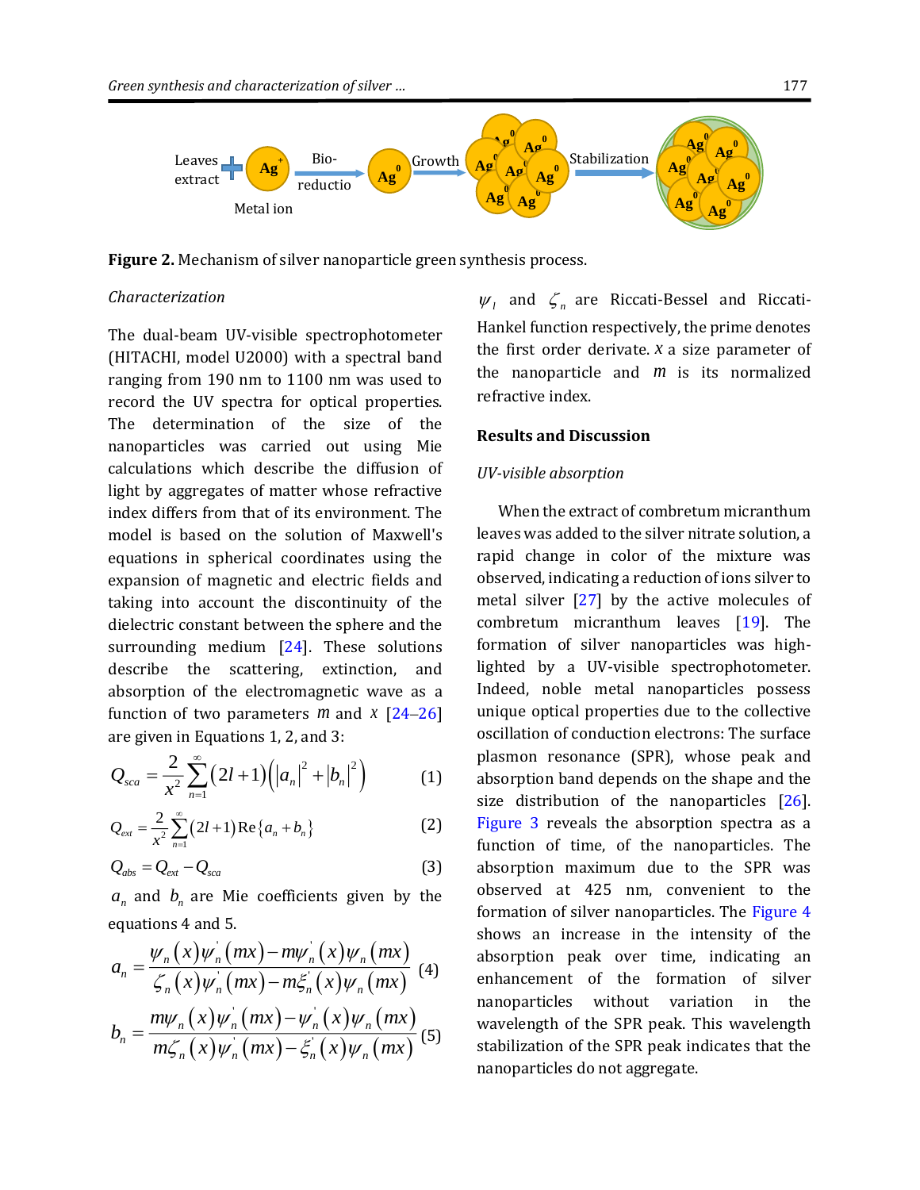Leaves extract + $Ag^+$ Metal ion → Bio-reductio → $Ag^0$ → Growth → Stabilization

**Figure 2.** Mechanism of silver nanoparticle green synthesis process.

*Characterization*

The dual-beam UV-visible spectrophotometer (HITACHI, model U2000) with a spectral band ranging from 190 nm to 1100 nm was used to record the UV spectra for optical properties. The determination of the size of the nanoparticles was carried out using Mie calculations which describe the diffusion of light by aggregates of matter whose refractive index differs from that of its environment. The model is based on the solution of Maxwell's equations in spherical coordinates using the expansion of magnetic and electric fields and taking into account the discontinuity of the dielectric constant between the sphere and the surrounding medium [24]. These solutions describe the scattering, extinction, and absorption of the electromagnetic wave as a function of two parameters $m$ and $x$ [24–26] are given in Equations 1, 2, and 3:

$$Q_{sca} = \frac{2}{x^2}\sum_{n=1}^{\infty}(2l+1)\left(|a_n|^2 + |b_n|^2\right) \qquad (1)$$

$$Q_{ext} = \frac{2}{x^2}\sum_{n=1}^{\infty}(2l+1)\operatorname{Re}\{a_n + b_n\} \qquad (2)$$

$$Q_{abs} = Q_{ext} - Q_{sca} \qquad (3)$$

$a_n$ and $b_n$ are Mie coefficients given by the equations 4 and 5.

$$a_n = \frac{\psi_n(x)\psi_n^{'}(mx) - m\psi_n^{'}(x)\psi_n(mx)}{\zeta_n(x)\psi_n^{'}(mx) - m\xi_n^{'}(x)\psi_n(mx)} \qquad (4)$$

$$b_n = \frac{m\psi_n(x)\psi_n^{'}(mx) - \psi_n^{'}(x)\psi_n(mx)}{m\zeta_n(x)\psi_n^{'}(mx) - \xi_n^{'}(x)\psi_n(mx)} \qquad (5)$$

$\psi_l$ and $\zeta_n$ are Riccati-Bessel and Riccati-Hankel function respectively, the prime denotes the first order derivate. $x$ a size parameter of the nanoparticle and $m$ is its normalized refractive index.

## Results and Discussion

*UV-visible absorption*

When the extract of combretum micranthum leaves was added to the silver nitrate solution, a rapid change in color of the mixture was observed, indicating a reduction of ions silver to metal silver [27] by the active molecules of combretum micranthum leaves [19]. The formation of silver nanoparticles was highlighted by a UV-visible spectrophotometer. Indeed, noble metal nanoparticles possess unique optical properties due to the collective oscillation of conduction electrons: The surface plasmon resonance (SPR), whose peak and absorption band depends on the shape and the size distribution of the nanoparticles [26]. Figure 3 reveals the absorption spectra as a function of time, of the nanoparticles. The absorption maximum due to the SPR was observed at 425 nm, convenient to the formation of silver nanoparticles. The Figure 4 shows an increase in the intensity of the absorption peak over time, indicating an enhancement of the formation of silver nanoparticles without variation in the wavelength of the SPR peak. This wavelength stabilization of the SPR peak indicates that the nanoparticles do not aggregate.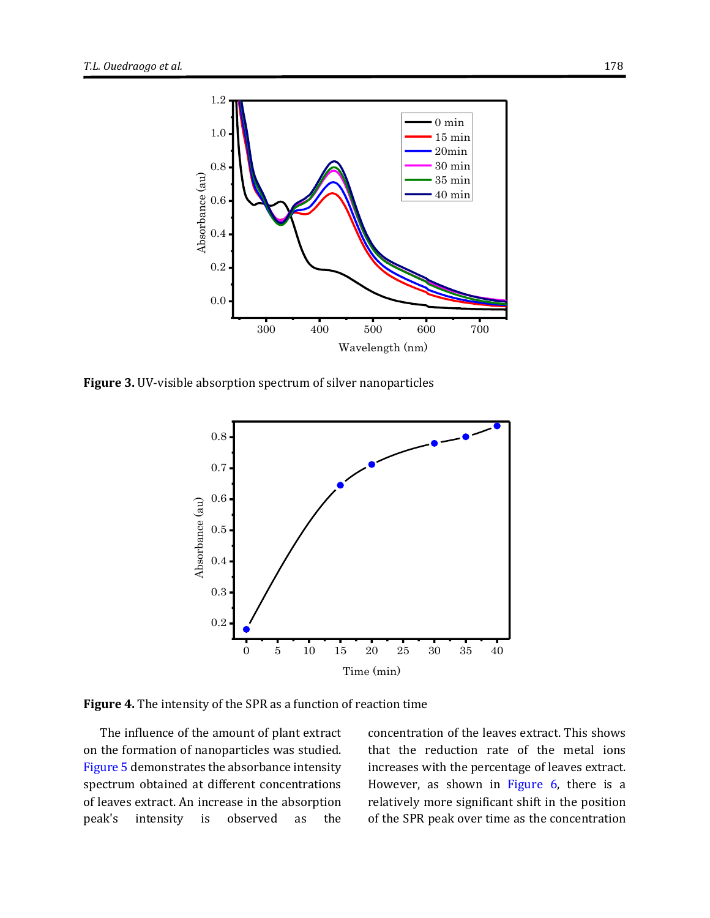**Figure 3.** UV-visible absorption spectrum of silver nanoparticles

**Figure 4.** The intensity of the SPR as a function of reaction time

The influence of the amount of plant extract on the formation of nanoparticles was studied. Figure 5 demonstrates the absorbance intensity spectrum obtained at different concentrations of leaves extract. An increase in the absorption peak's intensity is observed as the concentration of the leaves extract. This shows that the reduction rate of the metal ions increases with the percentage of leaves extract. However, as shown in Figure 6, there is a relatively more significant shift in the position of the SPR peak over time as the concentration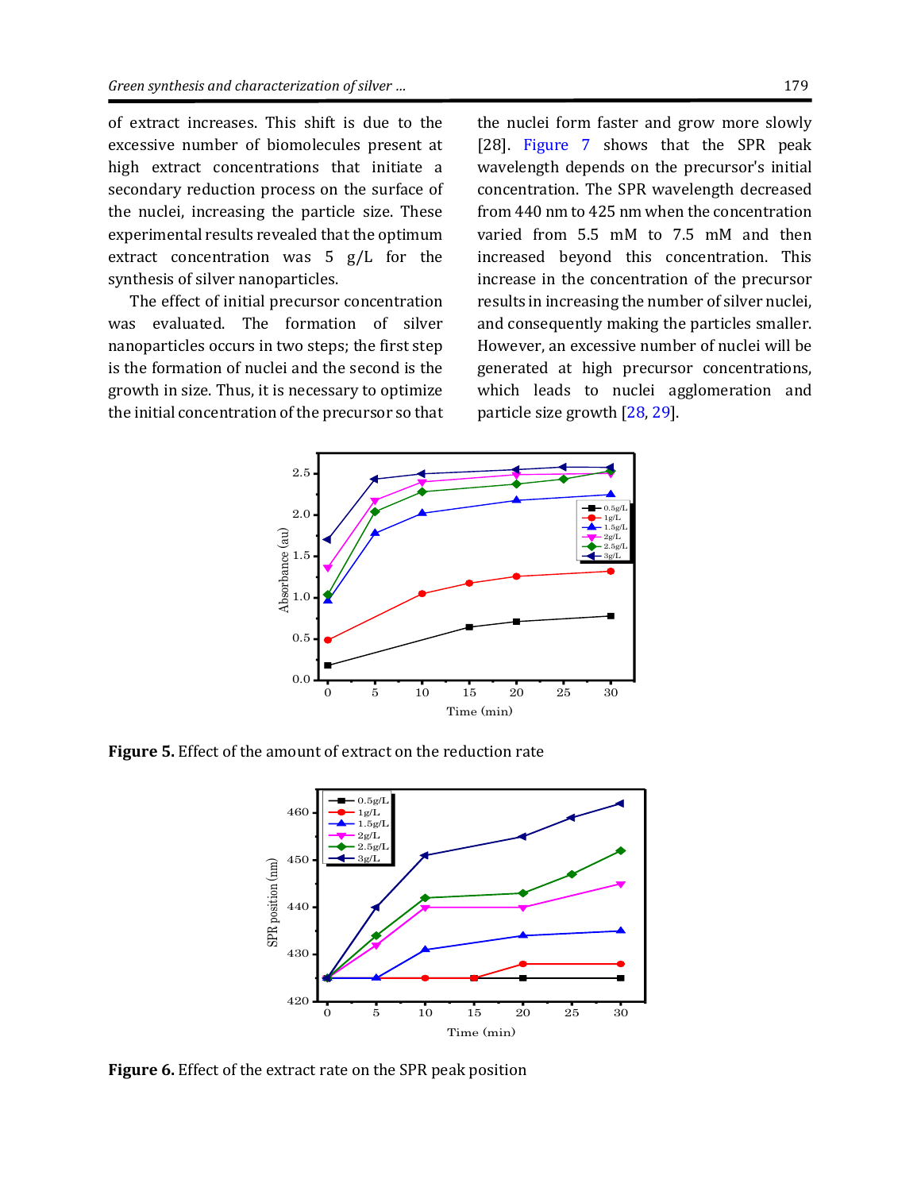of extract increases. This shift is due to the excessive number of biomolecules present at high extract concentrations that initiate a secondary reduction process on the surface of the nuclei, increasing the particle size. These experimental results revealed that the optimum extract concentration was 5 g/L for the synthesis of silver nanoparticles.

The effect of initial precursor concentration was evaluated. The formation of silver nanoparticles occurs in two steps; the first step is the formation of nuclei and the second is the growth in size. Thus, it is necessary to optimize the initial concentration of the precursor so that the nuclei form faster and grow more slowly [28]. Figure 7 shows that the SPR peak wavelength depends on the precursor's initial concentration. The SPR wavelength decreased from 440 nm to 425 nm when the concentration varied from 5.5 mM to 7.5 mM and then increased beyond this concentration. This increase in the concentration of the precursor results in increasing the number of silver nuclei, and consequently making the particles smaller. However, an excessive number of nuclei will be generated at high precursor concentrations, which leads to nuclei agglomeration and particle size growth [28, 29].

**Figure 5.** Effect of the amount of extract on the reduction rate

**Figure 6.** Effect of the extract rate on the SPR peak position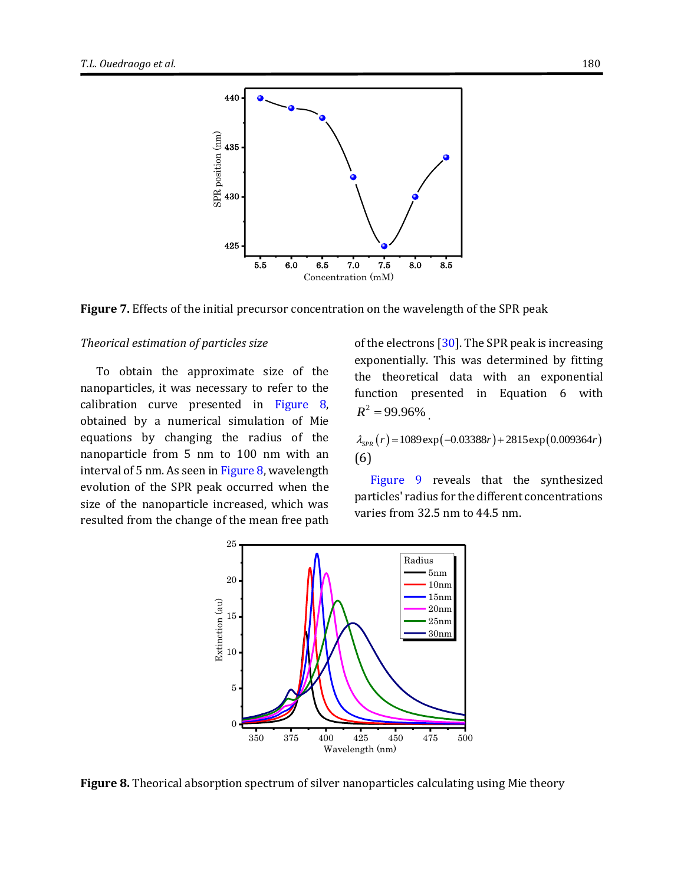Figure 7. Effects of the initial precursor concentration on the wavelength of the SPR peak

*Theorical estimation of particles size*

To obtain the approximate size of the nanoparticles, it was necessary to refer to the calibration curve presented in Figure 8, obtained by a numerical simulation of Mie equations by changing the radius of the nanoparticle from 5 nm to 100 nm with an interval of 5 nm. As seen in Figure 8, wavelength evolution of the SPR peak occurred when the size of the nanoparticle increased, which was resulted from the change of the mean free path of the electrons [30]. The SPR peak is increasing exponentially. This was determined by fitting the theoretical data with an exponential function presented in Equation 6 with $R^2 = 99.96\%$.

$$\lambda_{SPR}(r) = 1089\exp(-0.03388r) + 2815\exp(0.009364r) \quad (6)$$

Figure 9 reveals that the synthesized particles' radius for the different concentrations varies from 32.5 nm to 44.5 nm.

Figure 8. Theorical absorption spectrum of silver nanoparticles calculating using Mie theory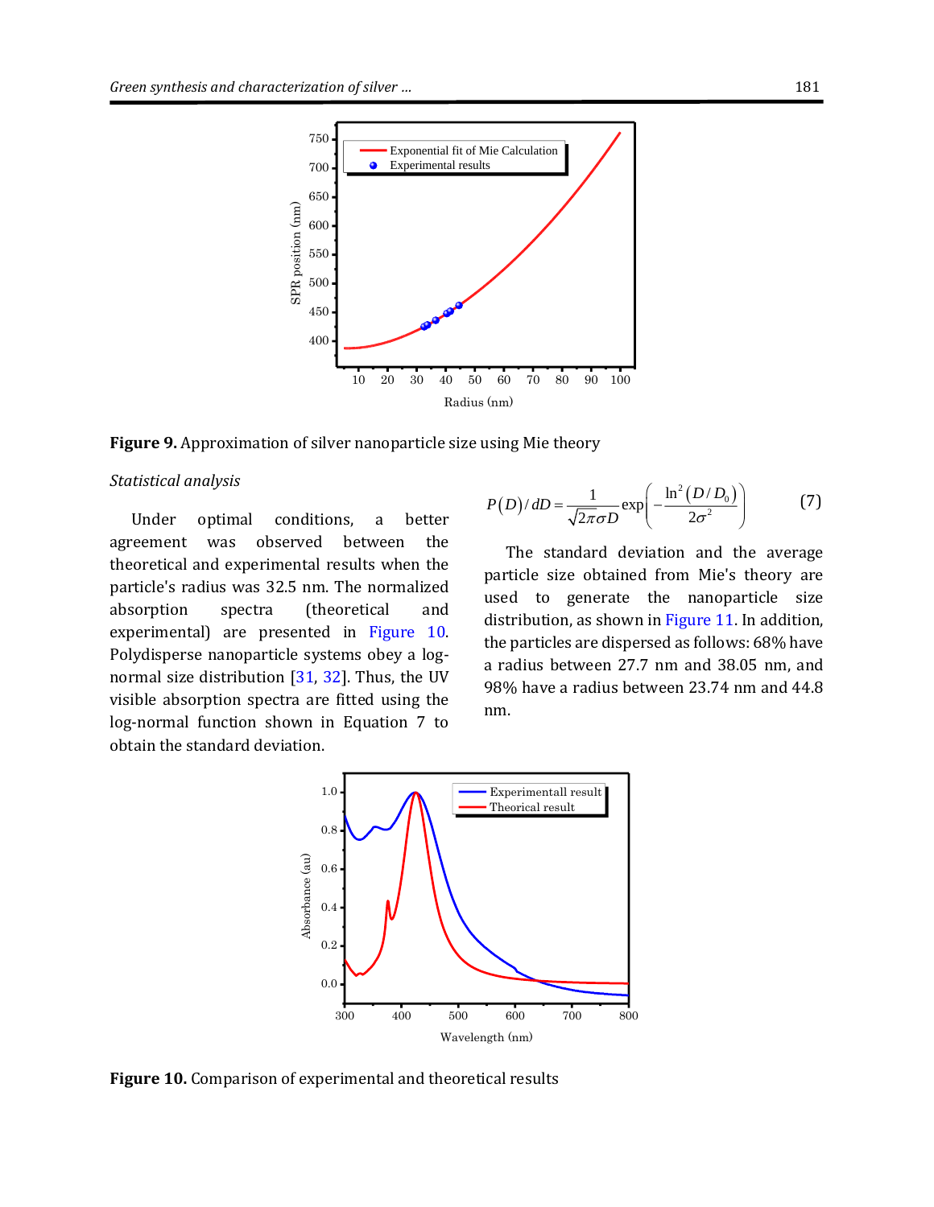**Figure 9.** Approximation of silver nanoparticle size using Mie theory

*Statistical analysis*

Under optimal conditions, a better agreement was observed between the theoretical and experimental results when the particle's radius was 32.5 nm. The normalized absorption spectra (theoretical and experimental) are presented in Figure 10. Polydisperse nanoparticle systems obey a log-normal size distribution [31, 32]. Thus, the UV visible absorption spectra are fitted using the log-normal function shown in Equation 7 to obtain the standard deviation.

$$P(D)/dD = \frac{1}{\sqrt{2\pi}\sigma D}\exp\left(-\frac{\ln^2(D/D_0)}{2\sigma^2}\right) \tag{7}$$

The standard deviation and the average particle size obtained from Mie's theory are used to generate the nanoparticle size distribution, as shown in Figure 11. In addition, the particles are dispersed as follows: 68% have a radius between 27.7 nm and 38.05 nm, and 98% have a radius between 23.74 nm and 44.8 nm.

**Figure 10.** Comparison of experimental and theoretical results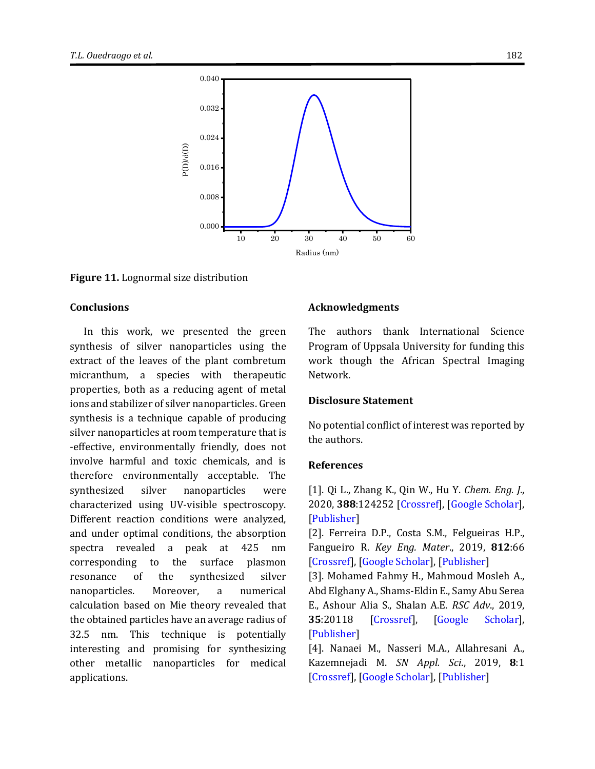**Figure 11.** Lognormal size distribution

## Conclusions

In this work, we presented the green synthesis of silver nanoparticles using the extract of the leaves of the plant combretum micranthum, a species with therapeutic properties, both as a reducing agent of metal ions and stabilizer of silver nanoparticles. Green synthesis is a technique capable of producing silver nanoparticles at room temperature that is -effective, environmentally friendly, does not involve harmful and toxic chemicals, and is therefore environmentally acceptable. The synthesized silver nanoparticles were characterized using UV-visible spectroscopy. Different reaction conditions were analyzed, and under optimal conditions, the absorption spectra revealed a peak at 425 nm corresponding to the surface plasmon resonance of the synthesized silver nanoparticles. Moreover, a numerical calculation based on Mie theory revealed that the obtained particles have an average radius of 32.5 nm. This technique is potentially interesting and promising for synthesizing other metallic nanoparticles for medical applications.

## Acknowledgments

The authors thank International Science Program of Uppsala University for funding this work though the African Spectral Imaging Network.

## Disclosure Statement

No potential conflict of interest was reported by the authors.

## References

[1]. Qi L., Zhang K., Qin W., Hu Y. *Chem. Eng. J.*, 2020, **388**:124252 [Crossref], [Google Scholar], [Publisher]

[2]. Ferreira D.P., Costa S.M., Felgueiras H.P., Fangueiro R. *Key Eng. Mater.*, 2019, **812**:66 [Crossref], [Google Scholar], [Publisher]

[3]. Mohamed Fahmy H., Mahmoud Mosleh A., Abd Elghany A., Shams-Eldin E., Samy Abu Serea E., Ashour Alia S., Shalan A.E. *RSC Adv.*, 2019, **35**:20118 [Crossref], [Google Scholar], [Publisher]

[4]. Nanaei M., Nasseri M.A., Allahresani A., Kazemnejadi M. *SN Appl. Sci.*, 2019, **8**:1 [Crossref], [Google Scholar], [Publisher]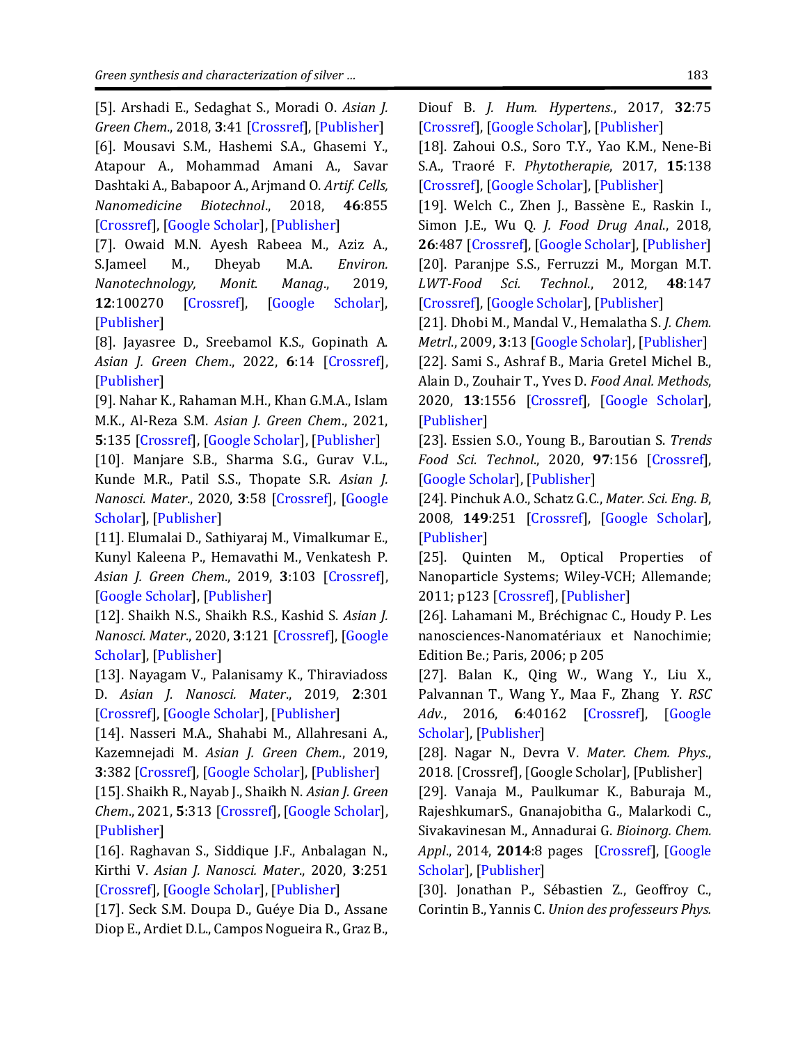[5]. Arshadi E., Sedaghat S., Moradi O. *Asian J. Green Chem*., 2018, **3**:41 [Crossref], [Publisher]

[6]. Mousavi S.M., Hashemi S.A., Ghasemi Y., Atapour A., Mohammad Amani A., Savar Dashtaki A., Babapoor A., Arjmand O. *Artif. Cells, Nanomedicine Biotechnol*., 2018, **46**:855 [Crossref], [Google Scholar], [Publisher]

[7]. Owaid M.N. Ayesh Rabeea M., Aziz A., S.Jameel M., Dheyab M.A. *Environ. Nanotechnology, Monit. Manag*., 2019, **12**:100270 [Crossref], [Google Scholar], [Publisher]

[8]. Jayasree D., Sreebamol K.S., Gopinath A. *Asian J. Green Chem*., 2022, **6**:14 [Crossref], [Publisher]

[9]. Nahar K., Rahaman M.H., Khan G.M.A., Islam M.K., Al-Reza S.M. *Asian J. Green Chem*., 2021, **5**:135 [Crossref], [Google Scholar], [Publisher]

[10]. Manjare S.B., Sharma S.G., Gurav V.L., Kunde M.R., Patil S.S., Thopate S.R. *Asian J. Nanosci. Mater*., 2020, **3**:58 [Crossref], [Google Scholar], [Publisher]

[11]. Elumalai D., Sathiyaraj M., Vimalkumar E., Kunyl Kaleena P., Hemavathi M., Venkatesh P. *Asian J. Green Chem*., 2019, **3**:103 [Crossref], [Google Scholar], [Publisher]

[12]. Shaikh N.S., Shaikh R.S., Kashid S. *Asian J. Nanosci. Mater*., 2020, **3**:121 [Crossref], [Google Scholar], [Publisher]

[13]. Nayagam V., Palanisamy K., Thiraviadoss D. *Asian J. Nanosci. Mater*., 2019, **2**:301 [Crossref], [Google Scholar], [Publisher]

[14]. Nasseri M.A., Shahabi M., Allahresani A., Kazemnejadi M. *Asian J. Green Chem*., 2019, **3**:382 [Crossref], [Google Scholar], [Publisher]

[15]. Shaikh R., Nayab J., Shaikh N. *Asian J. Green Chem*., 2021, **5**:313 [Crossref], [Google Scholar], [Publisher]

[16]. Raghavan S., Siddique J.F., Anbalagan N., Kirthi V. *Asian J. Nanosci. Mater*., 2020, **3**:251 [Crossref], [Google Scholar], [Publisher]

[17]. Seck S.M. Doupa D., Guéye Dia D., Assane Diop E., Ardiet D.L., Campos Nogueira R., Graz B., Diouf B. *J. Hum. Hypertens*., 2017, **32**:75 [Crossref], [Google Scholar], [Publisher]

[18]. Zahoui O.S., Soro T.Y., Yao K.M., Nene-Bi S.A., Traoré F. *Phytotherapie*, 2017, **15**:138 [Crossref], [Google Scholar], [Publisher]

[19]. Welch C., Zhen J., Bassène E., Raskin I., Simon J.E., Wu Q. *J. Food Drug Anal*., 2018, **26**:487 [Crossref], [Google Scholar], [Publisher]

[20]. Paranjpe S.S., Ferruzzi M., Morgan M.T. *LWT-Food Sci. Technol*., 2012, **48**:147 [Crossref], [Google Scholar], [Publisher]

[21]. Dhobi M., Mandal V., Hemalatha S. *J. Chem. Metrl*., 2009, **3**:13 [Google Scholar], [Publisher]

[22]. Sami S., Ashraf B., Maria Gretel Michel B., Alain D., Zouhair T., Yves D. *Food Anal. Methods*, 2020, **13**:1556 [Crossref], [Google Scholar], [Publisher]

[23]. Essien S.O., Young B., Baroutian S. *Trends Food Sci. Technol*., 2020, **97**:156 [Crossref], [Google Scholar], [Publisher]

[24]. Pinchuk A.O., Schatz G.C., *Mater. Sci. Eng. B*, 2008, **149**:251 [Crossref], [Google Scholar], [Publisher]

[25]. Quinten M., Optical Properties of Nanoparticle Systems; Wiley-VCH; Allemande; 2011; p123 [Crossref], [Publisher]

[26]. Lahamani M., Bréchignac C., Houdy P. Les nanosciences-Nanomatériaux et Nanochimie; Edition Be.; Paris, 2006; p 205

[27]. Balan K., Qing W., Wang Y., Liu X., Palvannan T., Wang Y., Maa F., Zhang Y. *RSC Adv*., 2016, **6**:40162 [Crossref], [Google Scholar], [Publisher]

[28]. Nagar N., Devra V. *Mater. Chem. Phys*., 2018. [Crossref], [Google Scholar], [Publisher]

[29]. Vanaja M., Paulkumar K., Baburaja M., RajeshkumarS., Gnanajobitha G., Malarkodi C., Sivakavinesan M., Annadurai G. *Bioinorg. Chem. Appl*., 2014, **2014**:8 pages [Crossref], [Google Scholar], [Publisher]

[30]. Jonathan P., Sébastien Z., Geoffroy C., Corintin B., Yannis C. *Union des professeurs Phys.*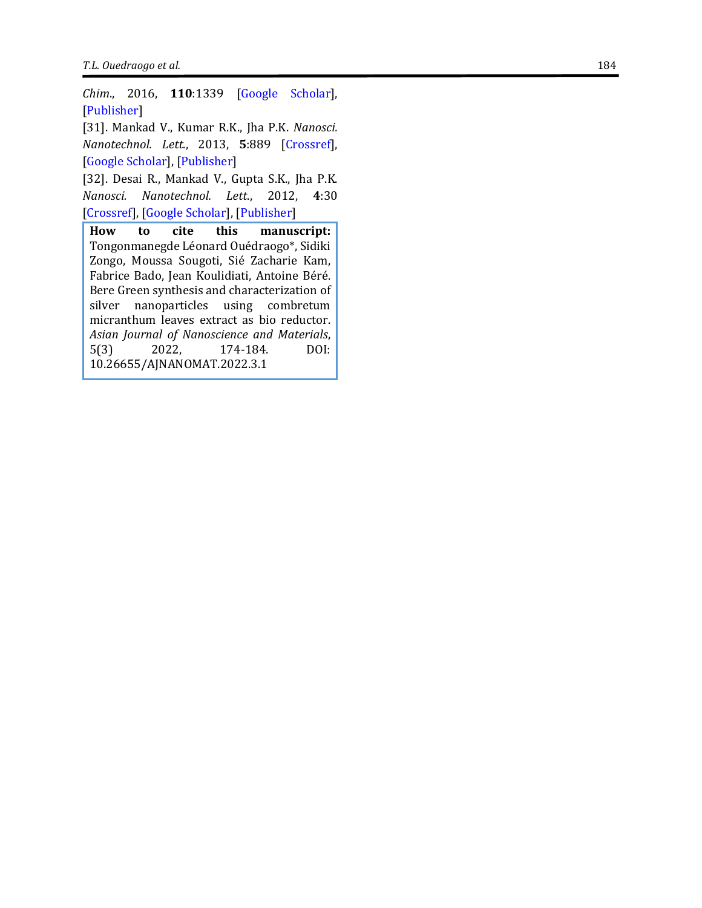*Chim.*, 2016, **110**:1339 [Google Scholar], [Publisher]

[31]. Mankad V., Kumar R.K., Jha P.K. *Nanosci. Nanotechnol. Lett.*, 2013, **5**:889 [Crossref], [Google Scholar], [Publisher]

[32]. Desai R., Mankad V., Gupta S.K., Jha P.K. *Nanosci. Nanotechnol. Lett.*, 2012, **4**:30 [Crossref], [Google Scholar], [Publisher]

**How to cite this manuscript:** Tongonmanegde Léonard Ouédraogo*, Sidiki Zongo, Moussa Sougoti, Sié Zacharie Kam, Fabrice Bado, Jean Koulidiati, Antoine Béré. Bere Green synthesis and characterization of silver nanoparticles using combretum micranthum leaves extract as bio reductor. *Asian Journal of Nanoscience and Materials*, 5(3) 2022, 174-184. DOI: 10.26655/AJNANOMAT.2022.3.1